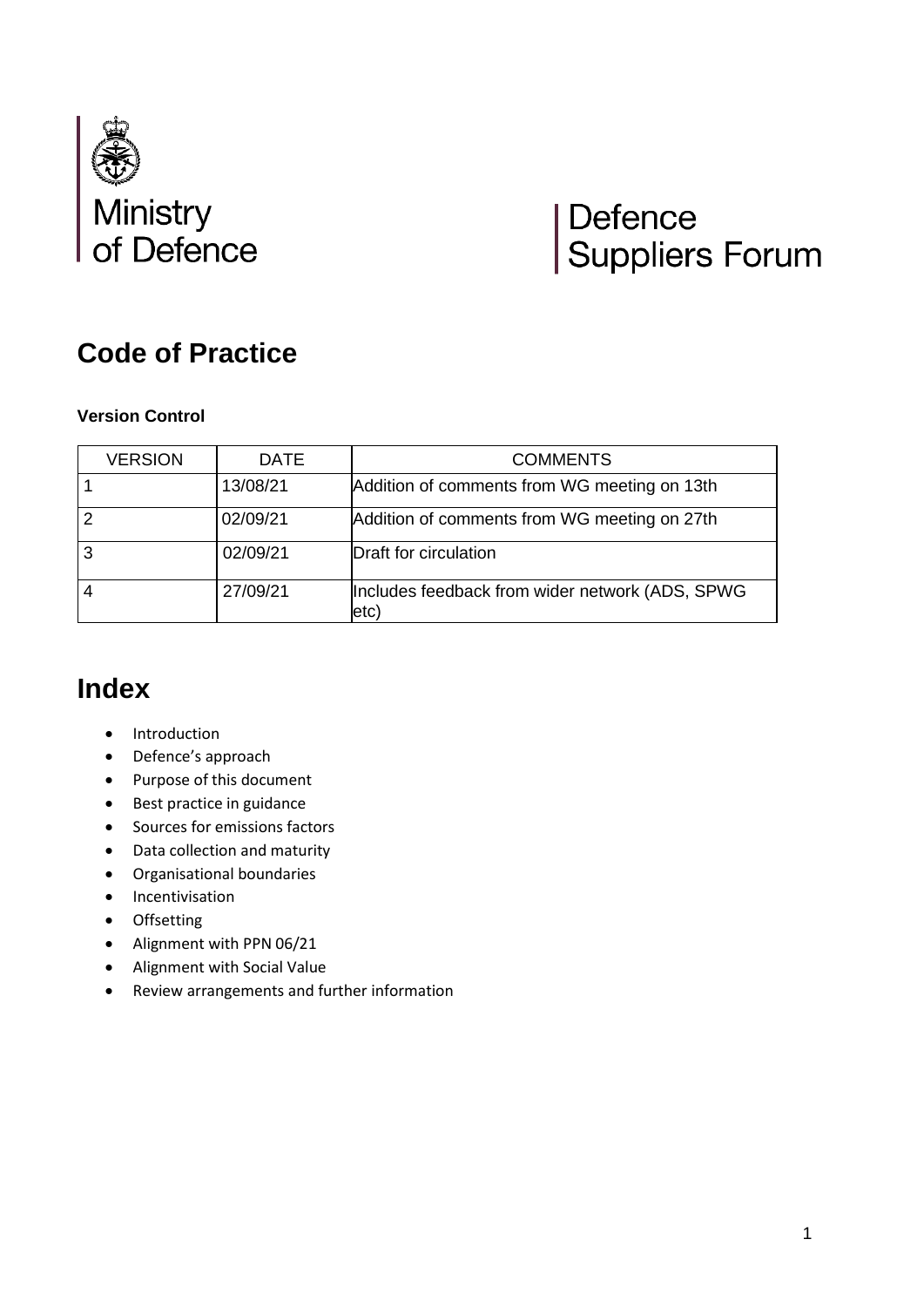Ministry of Defence

Defence Suppliers Forum

## Code of Practice

**Version Control**

| VERSION | DATE | COMMENTS |
|---|---|---|
| 1 | 13/08/21 | Addition of comments from WG meeting on 13th |
| 2 | 02/09/21 | Addition of comments from WG meeting on 27th |
| 3 | 02/09/21 | Draft for circulation |
| 4 | 27/09/21 | Includes feedback from wider network (ADS, SPWG etc) |

# Index

- Introduction
- Defence's approach
- Purpose of this document
- Best practice in guidance
- Sources for emissions factors
- Data collection and maturity
- Organisational boundaries
- Incentivisation
- Offsetting
- Alignment with PPN 06/21
- Alignment with Social Value
- Review arrangements and further information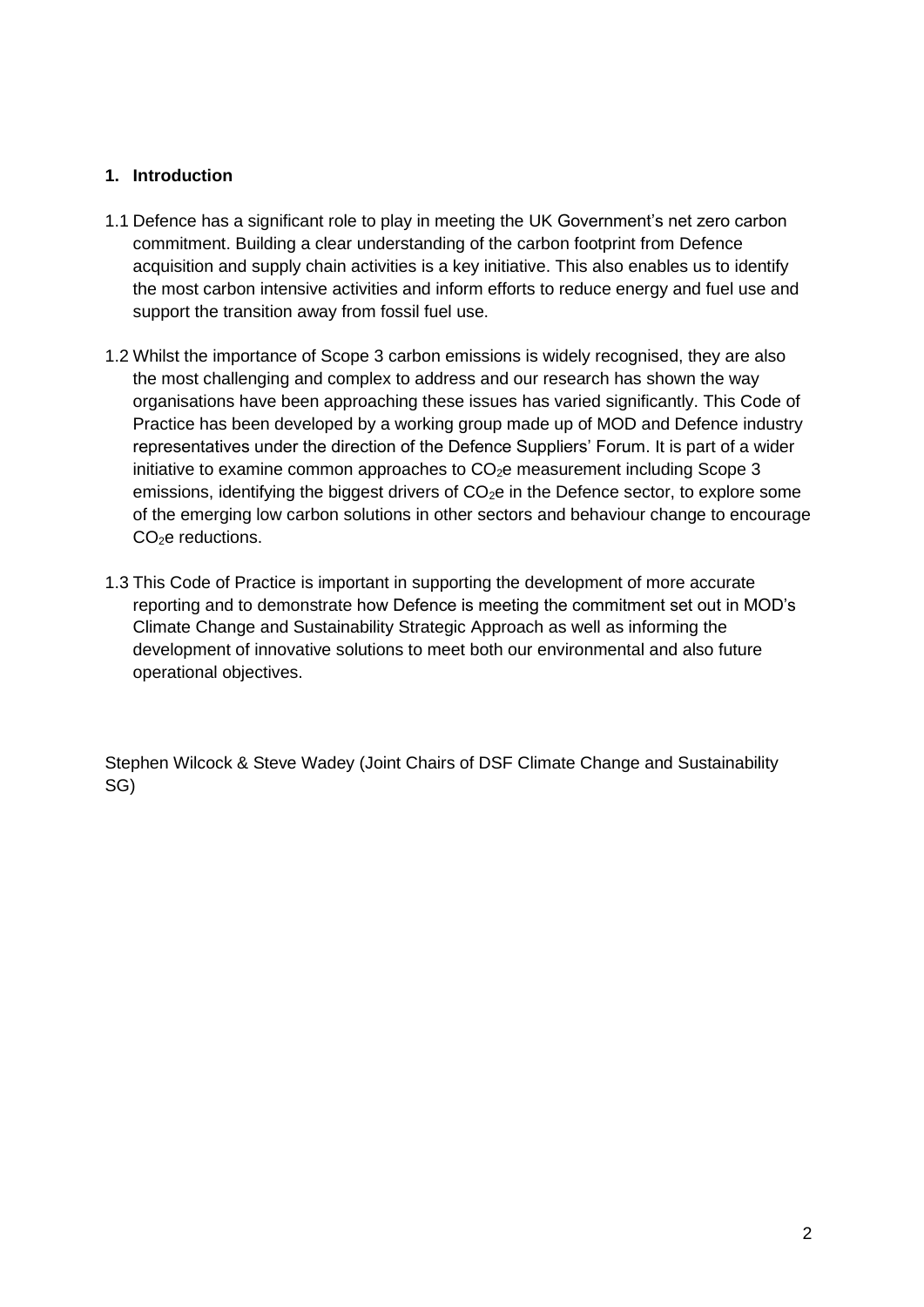## 1. Introduction

1.1 Defence has a significant role to play in meeting the UK Government's net zero carbon commitment. Building a clear understanding of the carbon footprint from Defence acquisition and supply chain activities is a key initiative. This also enables us to identify the most carbon intensive activities and inform efforts to reduce energy and fuel use and support the transition away from fossil fuel use.

1.2 Whilst the importance of Scope 3 carbon emissions is widely recognised, they are also the most challenging and complex to address and our research has shown the way organisations have been approaching these issues has varied significantly. This Code of Practice has been developed by a working group made up of MOD and Defence industry representatives under the direction of the Defence Suppliers' Forum. It is part of a wider initiative to examine common approaches to $CO_2$e measurement including Scope 3 emissions, identifying the biggest drivers of $CO_2$e in the Defence sector, to explore some of the emerging low carbon solutions in other sectors and behaviour change to encourage $CO_2$e reductions.

1.3 This Code of Practice is important in supporting the development of more accurate reporting and to demonstrate how Defence is meeting the commitment set out in MOD's Climate Change and Sustainability Strategic Approach as well as informing the development of innovative solutions to meet both our environmental and also future operational objectives.

Stephen Wilcock & Steve Wadey (Joint Chairs of DSF Climate Change and Sustainability SG)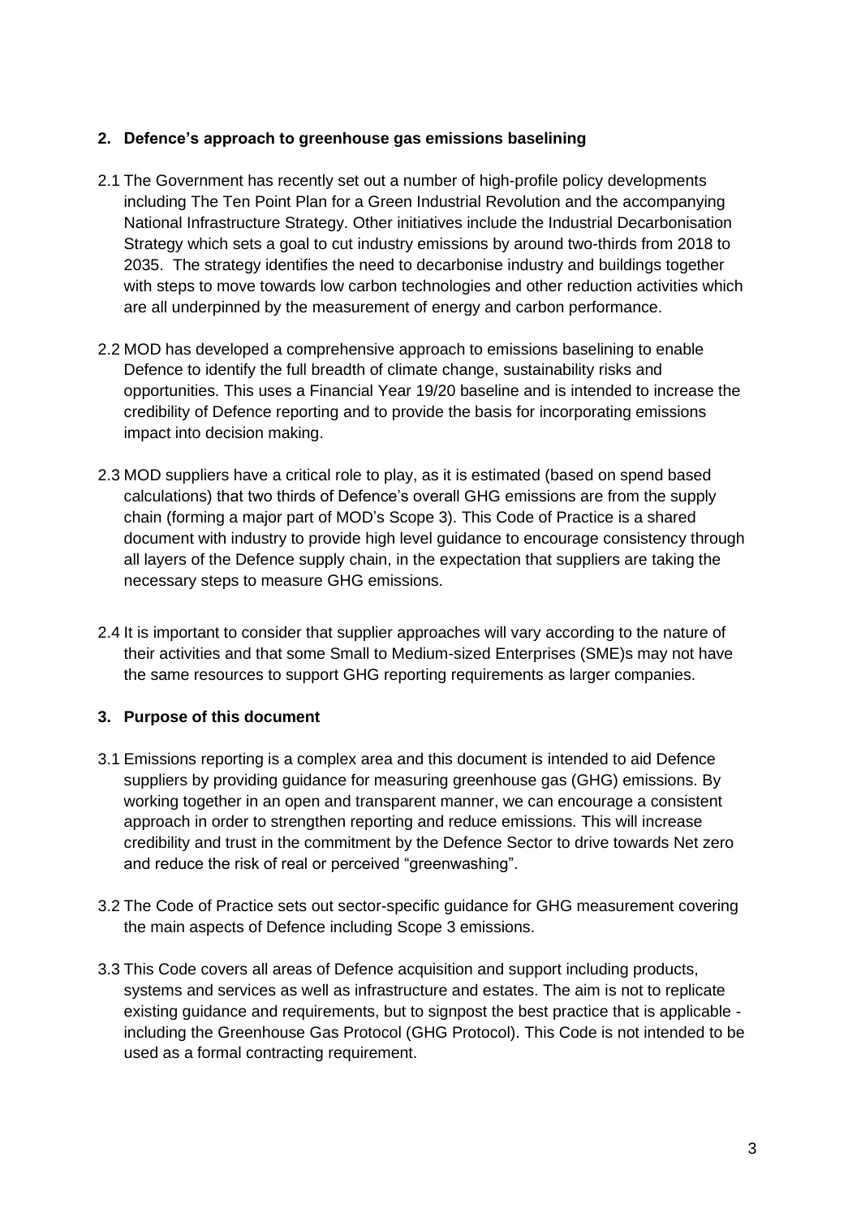## 2. Defence's approach to greenhouse gas emissions baselining

2.1 The Government has recently set out a number of high-profile policy developments including The Ten Point Plan for a Green Industrial Revolution and the accompanying National Infrastructure Strategy. Other initiatives include the Industrial Decarbonisation Strategy which sets a goal to cut industry emissions by around two-thirds from 2018 to 2035. The strategy identifies the need to decarbonise industry and buildings together with steps to move towards low carbon technologies and other reduction activities which are all underpinned by the measurement of energy and carbon performance.

2.2 MOD has developed a comprehensive approach to emissions baselining to enable Defence to identify the full breadth of climate change, sustainability risks and opportunities. This uses a Financial Year 19/20 baseline and is intended to increase the credibility of Defence reporting and to provide the basis for incorporating emissions impact into decision making.

2.3 MOD suppliers have a critical role to play, as it is estimated (based on spend based calculations) that two thirds of Defence's overall GHG emissions are from the supply chain (forming a major part of MOD's Scope 3). This Code of Practice is a shared document with industry to provide high level guidance to encourage consistency through all layers of the Defence supply chain, in the expectation that suppliers are taking the necessary steps to measure GHG emissions.

2.4 It is important to consider that supplier approaches will vary according to the nature of their activities and that some Small to Medium-sized Enterprises (SME)s may not have the same resources to support GHG reporting requirements as larger companies.

## 3. Purpose of this document

3.1 Emissions reporting is a complex area and this document is intended to aid Defence suppliers by providing guidance for measuring greenhouse gas (GHG) emissions. By working together in an open and transparent manner, we can encourage a consistent approach in order to strengthen reporting and reduce emissions. This will increase credibility and trust in the commitment by the Defence Sector to drive towards Net zero and reduce the risk of real or perceived "greenwashing".

3.2 The Code of Practice sets out sector-specific guidance for GHG measurement covering the main aspects of Defence including Scope 3 emissions.

3.3 This Code covers all areas of Defence acquisition and support including products, systems and services as well as infrastructure and estates. The aim is not to replicate existing guidance and requirements, but to signpost the best practice that is applicable - including the Greenhouse Gas Protocol (GHG Protocol). This Code is not intended to be used as a formal contracting requirement.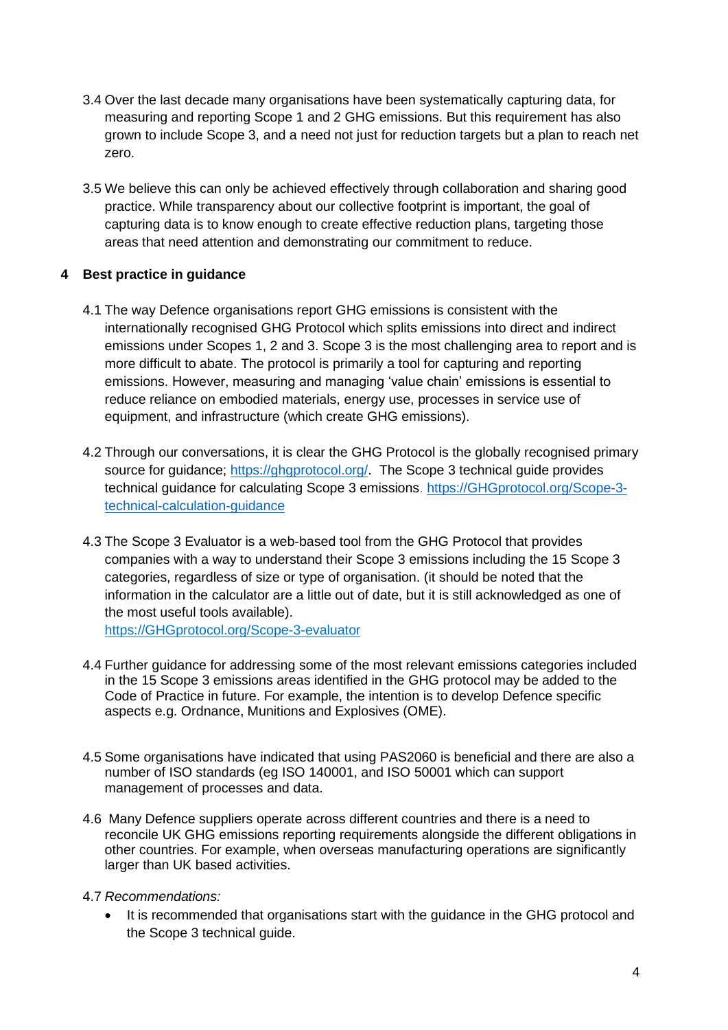3.4 Over the last decade many organisations have been systematically capturing data, for measuring and reporting Scope 1 and 2 GHG emissions. But this requirement has also grown to include Scope 3, and a need not just for reduction targets but a plan to reach net zero.

3.5 We believe this can only be achieved effectively through collaboration and sharing good practice. While transparency about our collective footprint is important, the goal of capturing data is to know enough to create effective reduction plans, targeting those areas that need attention and demonstrating our commitment to reduce.

## 4 Best practice in guidance

4.1 The way Defence organisations report GHG emissions is consistent with the internationally recognised GHG Protocol which splits emissions into direct and indirect emissions under Scopes 1, 2 and 3. Scope 3 is the most challenging area to report and is more difficult to abate. The protocol is primarily a tool for capturing and reporting emissions. However, measuring and managing 'value chain' emissions is essential to reduce reliance on embodied materials, energy use, processes in service use of equipment, and infrastructure (which create GHG emissions).

4.2 Through our conversations, it is clear the GHG Protocol is the globally recognised primary source for guidance; [https://ghgprotocol.org/](https://ghgprotocol.org/). The Scope 3 technical guide provides technical guidance for calculating Scope 3 emissions. [https://GHGprotocol.org/Scope-3-technical-calculation-guidance](https://GHGprotocol.org/Scope-3-technical-calculation-guidance)

4.3 The Scope 3 Evaluator is a web-based tool from the GHG Protocol that provides companies with a way to understand their Scope 3 emissions including the 15 Scope 3 categories, regardless of size or type of organisation. (it should be noted that the information in the calculator are a little out of date, but it is still acknowledged as one of the most useful tools available). [https://GHGprotocol.org/Scope-3-evaluator](https://GHGprotocol.org/Scope-3-evaluator)

4.4 Further guidance for addressing some of the most relevant emissions categories included in the 15 Scope 3 emissions areas identified in the GHG protocol may be added to the Code of Practice in future. For example, the intention is to develop Defence specific aspects e.g. Ordnance, Munitions and Explosives (OME).

4.5 Some organisations have indicated that using PAS2060 is beneficial and there are also a number of ISO standards (eg ISO 140001, and ISO 50001 which can support management of processes and data.

4.6 Many Defence suppliers operate across different countries and there is a need to reconcile UK GHG emissions reporting requirements alongside the different obligations in other countries. For example, when overseas manufacturing operations are significantly larger than UK based activities.

4.7 *Recommendations:*

- It is recommended that organisations start with the guidance in the GHG protocol and the Scope 3 technical guide.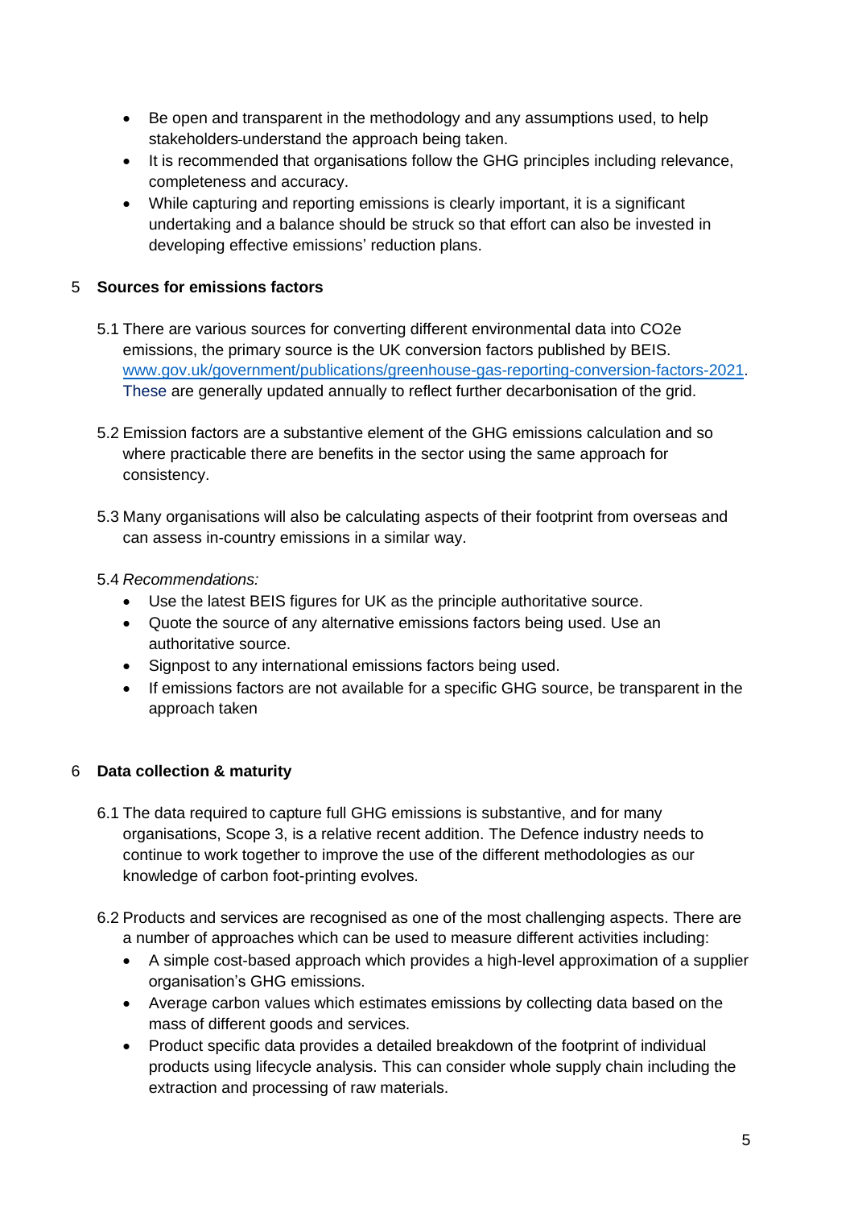- Be open and transparent in the methodology and any assumptions used, to help stakeholders understand the approach being taken.
- It is recommended that organisations follow the GHG principles including relevance, completeness and accuracy.
- While capturing and reporting emissions is clearly important, it is a significant undertaking and a balance should be struck so that effort can also be invested in developing effective emissions' reduction plans.

## 5 Sources for emissions factors

5.1 There are various sources for converting different environmental data into CO2e emissions, the primary source is the UK conversion factors published by BEIS. www.gov.uk/government/publications/greenhouse-gas-reporting-conversion-factors-2021. These are generally updated annually to reflect further decarbonisation of the grid.

5.2 Emission factors are a substantive element of the GHG emissions calculation and so where practicable there are benefits in the sector using the same approach for consistency.

5.3 Many organisations will also be calculating aspects of their footprint from overseas and can assess in-country emissions in a similar way.

5.4 *Recommendations:*

- Use the latest BEIS figures for UK as the principle authoritative source.
- Quote the source of any alternative emissions factors being used. Use an authoritative source.
- Signpost to any international emissions factors being used.
- If emissions factors are not available for a specific GHG source, be transparent in the approach taken

## 6 Data collection & maturity

6.1 The data required to capture full GHG emissions is substantive, and for many organisations, Scope 3, is a relative recent addition. The Defence industry needs to continue to work together to improve the use of the different methodologies as our knowledge of carbon foot-printing evolves.

6.2 Products and services are recognised as one of the most challenging aspects. There are a number of approaches which can be used to measure different activities including:

- A simple cost-based approach which provides a high-level approximation of a supplier organisation's GHG emissions.
- Average carbon values which estimates emissions by collecting data based on the mass of different goods and services.
- Product specific data provides a detailed breakdown of the footprint of individual products using lifecycle analysis. This can consider whole supply chain including the extraction and processing of raw materials.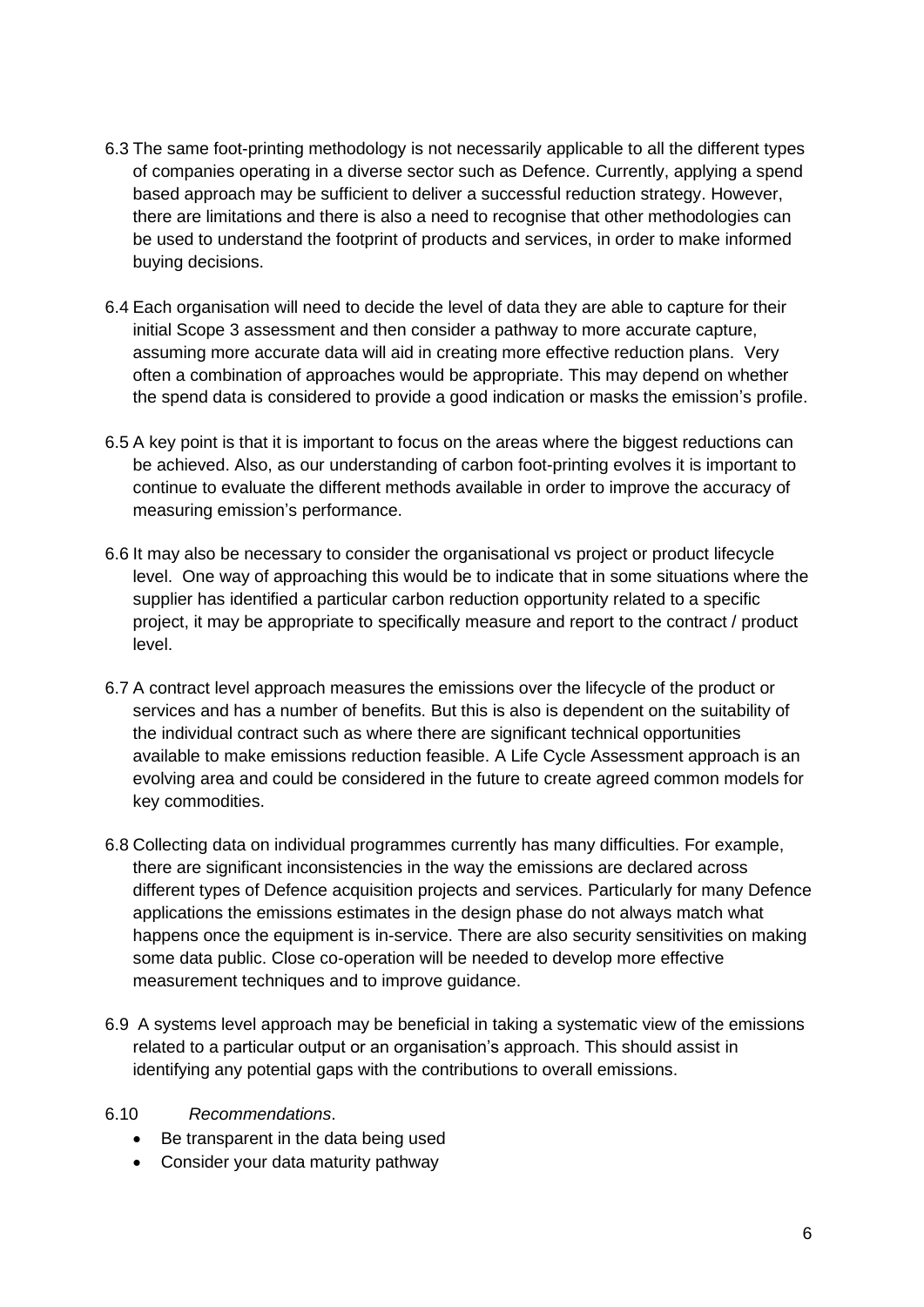6.3 The same foot-printing methodology is not necessarily applicable to all the different types of companies operating in a diverse sector such as Defence. Currently, applying a spend based approach may be sufficient to deliver a successful reduction strategy. However, there are limitations and there is also a need to recognise that other methodologies can be used to understand the footprint of products and services, in order to make informed buying decisions.

6.4 Each organisation will need to decide the level of data they are able to capture for their initial Scope 3 assessment and then consider a pathway to more accurate capture, assuming more accurate data will aid in creating more effective reduction plans. Very often a combination of approaches would be appropriate. This may depend on whether the spend data is considered to provide a good indication or masks the emission's profile.

6.5 A key point is that it is important to focus on the areas where the biggest reductions can be achieved. Also, as our understanding of carbon foot-printing evolves it is important to continue to evaluate the different methods available in order to improve the accuracy of measuring emission's performance.

6.6 It may also be necessary to consider the organisational vs project or product lifecycle level. One way of approaching this would be to indicate that in some situations where the supplier has identified a particular carbon reduction opportunity related to a specific project, it may be appropriate to specifically measure and report to the contract / product level.

6.7 A contract level approach measures the emissions over the lifecycle of the product or services and has a number of benefits. But this is also is dependent on the suitability of the individual contract such as where there are significant technical opportunities available to make emissions reduction feasible. A Life Cycle Assessment approach is an evolving area and could be considered in the future to create agreed common models for key commodities.

6.8 Collecting data on individual programmes currently has many difficulties. For example, there are significant inconsistencies in the way the emissions are declared across different types of Defence acquisition projects and services. Particularly for many Defence applications the emissions estimates in the design phase do not always match what happens once the equipment is in-service. There are also security sensitivities on making some data public. Close co-operation will be needed to develop more effective measurement techniques and to improve guidance.

6.9 A systems level approach may be beneficial in taking a systematic view of the emissions related to a particular output or an organisation's approach. This should assist in identifying any potential gaps with the contributions to overall emissions.

6.10 *Recommendations*.

- Be transparent in the data being used
- Consider your data maturity pathway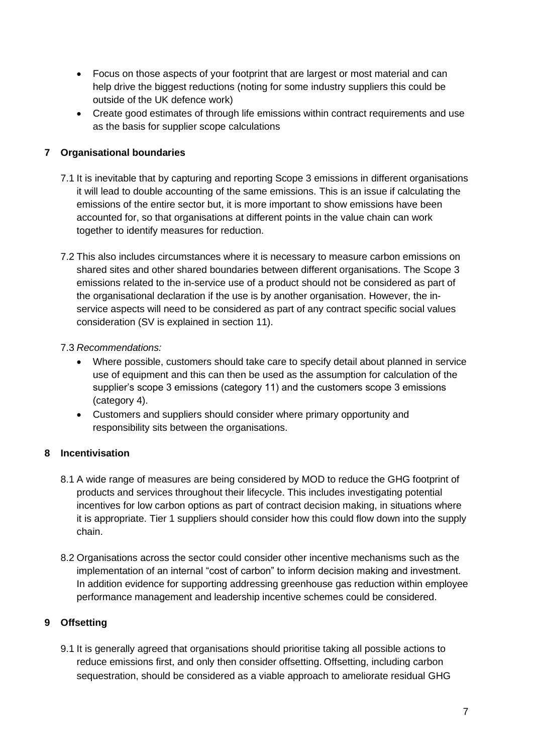- Focus on those aspects of your footprint that are largest or most material and can help drive the biggest reductions (noting for some industry suppliers this could be outside of the UK defence work)
- Create good estimates of through life emissions within contract requirements and use as the basis for supplier scope calculations

## 7 Organisational boundaries

7.1 It is inevitable that by capturing and reporting Scope 3 emissions in different organisations it will lead to double accounting of the same emissions. This is an issue if calculating the emissions of the entire sector but, it is more important to show emissions have been accounted for, so that organisations at different points in the value chain can work together to identify measures for reduction.

7.2 This also includes circumstances where it is necessary to measure carbon emissions on shared sites and other shared boundaries between different organisations. The Scope 3 emissions related to the in-service use of a product should not be considered as part of the organisational declaration if the use is by another organisation. However, the in-service aspects will need to be considered as part of any contract specific social values consideration (SV is explained in section 11).

7.3 *Recommendations:*

- Where possible, customers should take care to specify detail about planned in service use of equipment and this can then be used as the assumption for calculation of the supplier's scope 3 emissions (category 11) and the customers scope 3 emissions (category 4).
- Customers and suppliers should consider where primary opportunity and responsibility sits between the organisations.

## 8 Incentivisation

8.1 A wide range of measures are being considered by MOD to reduce the GHG footprint of products and services throughout their lifecycle. This includes investigating potential incentives for low carbon options as part of contract decision making, in situations where it is appropriate. Tier 1 suppliers should consider how this could flow down into the supply chain.

8.2 Organisations across the sector could consider other incentive mechanisms such as the implementation of an internal "cost of carbon" to inform decision making and investment. In addition evidence for supporting addressing greenhouse gas reduction within employee performance management and leadership incentive schemes could be considered.

## 9 Offsetting

9.1 It is generally agreed that organisations should prioritise taking all possible actions to reduce emissions first, and only then consider offsetting. Offsetting, including carbon sequestration, should be considered as a viable approach to ameliorate residual GHG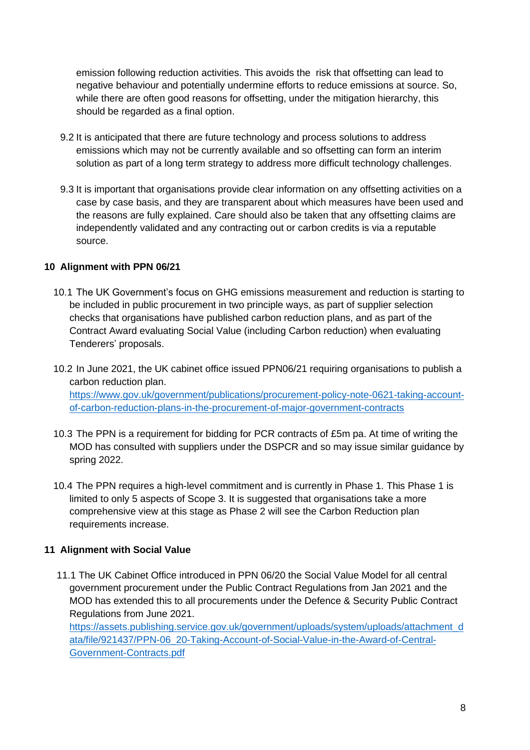emission following reduction activities. This avoids the risk that offsetting can lead to negative behaviour and potentially undermine efforts to reduce emissions at source. So, while there are often good reasons for offsetting, under the mitigation hierarchy, this should be regarded as a final option.

9.2 It is anticipated that there are future technology and process solutions to address emissions which may not be currently available and so offsetting can form an interim solution as part of a long term strategy to address more difficult technology challenges.

9.3 It is important that organisations provide clear information on any offsetting activities on a case by case basis, and they are transparent about which measures have been used and the reasons are fully explained. Care should also be taken that any offsetting claims are independently validated and any contracting out or carbon credits is via a reputable source.

## 10 Alignment with PPN 06/21

10.1 The UK Government's focus on GHG emissions measurement and reduction is starting to be included in public procurement in two principle ways, as part of supplier selection checks that organisations have published carbon reduction plans, and as part of the Contract Award evaluating Social Value (including Carbon reduction) when evaluating Tenderers' proposals.

10.2 In June 2021, the UK cabinet office issued PPN06/21 requiring organisations to publish a carbon reduction plan.
https://www.gov.uk/government/publications/procurement-policy-note-0621-taking-account-of-carbon-reduction-plans-in-the-procurement-of-major-government-contracts

10.3 The PPN is a requirement for bidding for PCR contracts of £5m pa. At time of writing the MOD has consulted with suppliers under the DSPCR and so may issue similar guidance by spring 2022.

10.4 The PPN requires a high-level commitment and is currently in Phase 1. This Phase 1 is limited to only 5 aspects of Scope 3. It is suggested that organisations take a more comprehensive view at this stage as Phase 2 will see the Carbon Reduction plan requirements increase.

## 11 Alignment with Social Value

11.1 The UK Cabinet Office introduced in PPN 06/20 the Social Value Model for all central government procurement under the Public Contract Regulations from Jan 2021 and the MOD has extended this to all procurements under the Defence & Security Public Contract Regulations from June 2021.
https://assets.publishing.service.gov.uk/government/uploads/system/uploads/attachment_data/file/921437/PPN-06_20-Taking-Account-of-Social-Value-in-the-Award-of-Central-Government-Contracts.pdf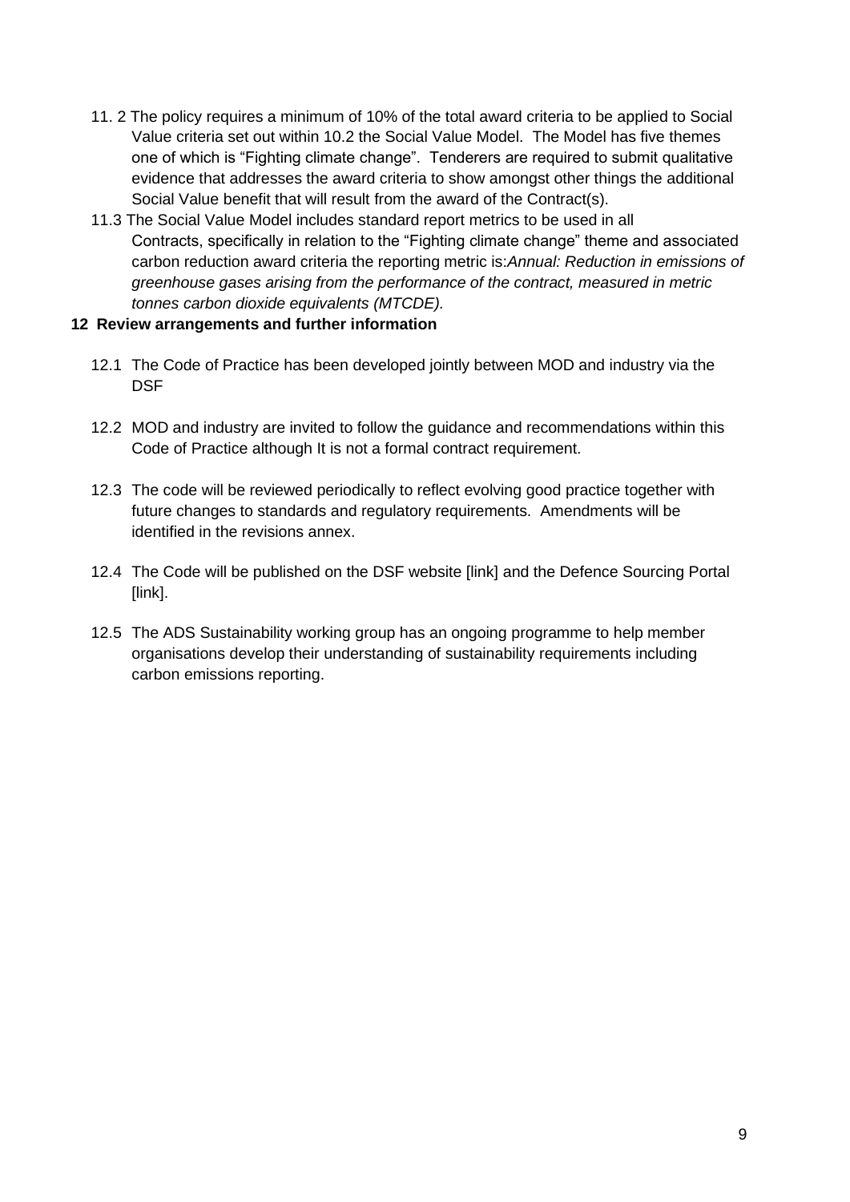11. 2 The policy requires a minimum of 10% of the total award criteria to be applied to Social Value criteria set out within 10.2 the Social Value Model. The Model has five themes one of which is “Fighting climate change”. Tenderers are required to submit qualitative evidence that addresses the award criteria to show amongst other things the additional Social Value benefit that will result from the award of the Contract(s).

11.3 The Social Value Model includes standard report metrics to be used in all Contracts, specifically in relation to the “Fighting climate change” theme and associated carbon reduction award criteria the reporting metric is:*Annual: Reduction in emissions of greenhouse gases arising from the performance of the contract, measured in metric tonnes carbon dioxide equivalents (MTCDE).*

## 12 Review arrangements and further information

12.1 The Code of Practice has been developed jointly between MOD and industry via the DSF

12.2 MOD and industry are invited to follow the guidance and recommendations within this Code of Practice although It is not a formal contract requirement.

12.3 The code will be reviewed periodically to reflect evolving good practice together with future changes to standards and regulatory requirements. Amendments will be identified in the revisions annex.

12.4 The Code will be published on the DSF website [link] and the Defence Sourcing Portal [link].

12.5 The ADS Sustainability working group has an ongoing programme to help member organisations develop their understanding of sustainability requirements including carbon emissions reporting.